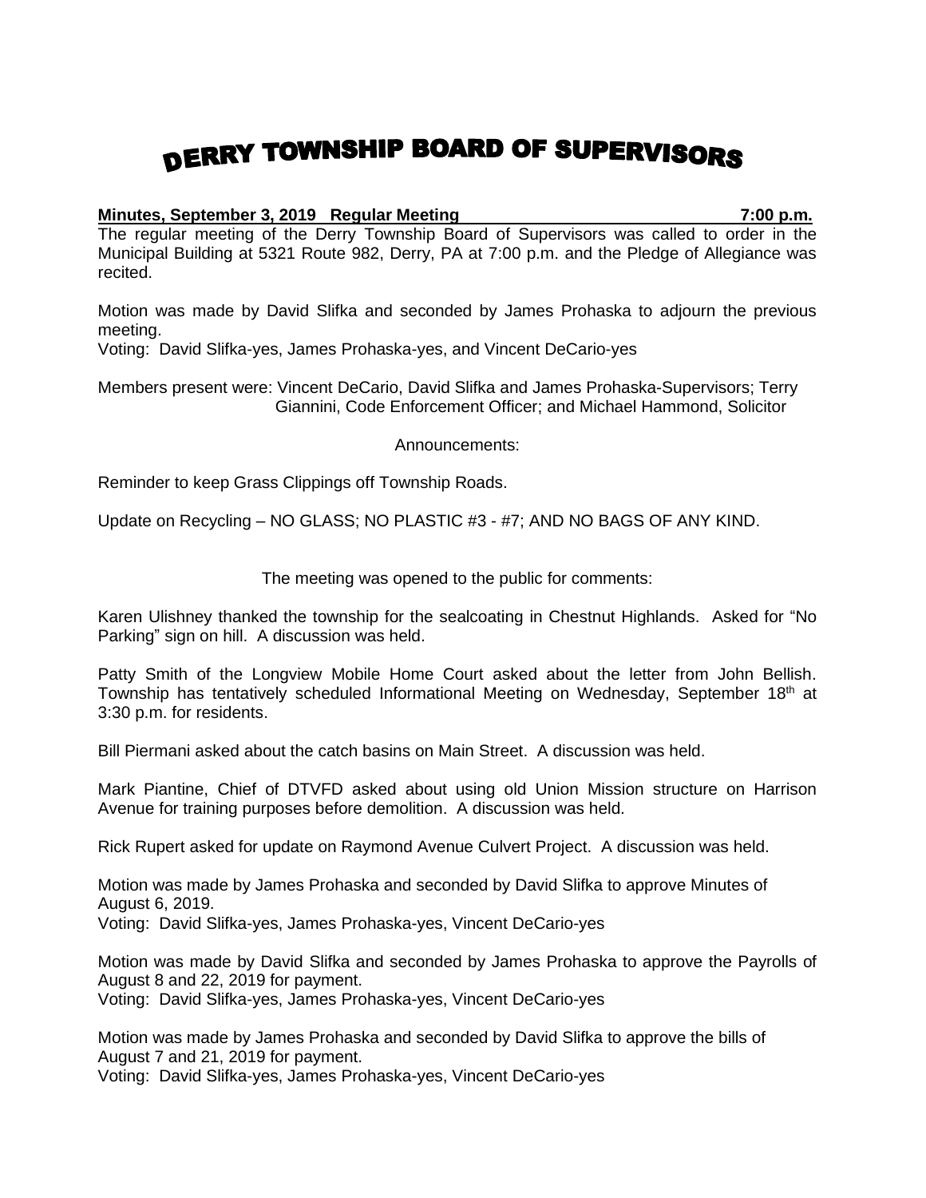# DERRY TOWNSHIP BOARD OF SUPERVISORS

**Minutes, September 3, 2019 Regular Meeting 7:00 p.m.**

The regular meeting of the Derry Township Board of Supervisors was called to order in the Municipal Building at 5321 Route 982, Derry, PA at 7:00 p.m. and the Pledge of Allegiance was recited.

Motion was made by David Slifka and seconded by James Prohaska to adjourn the previous meeting.
Voting: David Slifka-yes, James Prohaska-yes, and Vincent DeCario-yes

Members present were: Vincent DeCario, David Slifka and James Prohaska-Supervisors; Terry Giannini, Code Enforcement Officer; and Michael Hammond, Solicitor

Announcements:

Reminder to keep Grass Clippings off Township Roads.

Update on Recycling – NO GLASS; NO PLASTIC #3 - #7; AND NO BAGS OF ANY KIND.

The meeting was opened to the public for comments:

Karen Ulishney thanked the township for the sealcoating in Chestnut Highlands. Asked for "No Parking" sign on hill. A discussion was held.

Patty Smith of the Longview Mobile Home Court asked about the letter from John Bellish. Township has tentatively scheduled Informational Meeting on Wednesday, September 18th at 3:30 p.m. for residents.

Bill Piermani asked about the catch basins on Main Street. A discussion was held.

Mark Piantine, Chief of DTVFD asked about using old Union Mission structure on Harrison Avenue for training purposes before demolition. A discussion was held.

Rick Rupert asked for update on Raymond Avenue Culvert Project. A discussion was held.

Motion was made by James Prohaska and seconded by David Slifka to approve Minutes of August 6, 2019.
Voting: David Slifka-yes, James Prohaska-yes, Vincent DeCario-yes

Motion was made by David Slifka and seconded by James Prohaska to approve the Payrolls of August 8 and 22, 2019 for payment.
Voting: David Slifka-yes, James Prohaska-yes, Vincent DeCario-yes

Motion was made by James Prohaska and seconded by David Slifka to approve the bills of August 7 and 21, 2019 for payment.
Voting: David Slifka-yes, James Prohaska-yes, Vincent DeCario-yes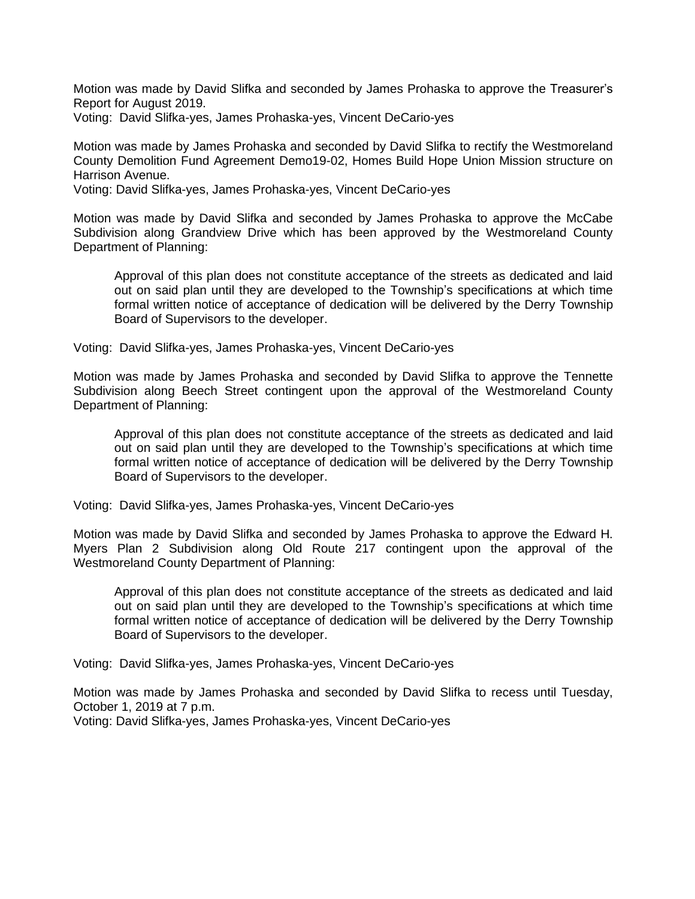Motion was made by David Slifka and seconded by James Prohaska to approve the Treasurer's Report for August 2019.
Voting: David Slifka-yes, James Prohaska-yes, Vincent DeCario-yes

Motion was made by James Prohaska and seconded by David Slifka to rectify the Westmoreland County Demolition Fund Agreement Demo19-02, Homes Build Hope Union Mission structure on Harrison Avenue.
Voting: David Slifka-yes, James Prohaska-yes, Vincent DeCario-yes

Motion was made by David Slifka and seconded by James Prohaska to approve the McCabe Subdivision along Grandview Drive which has been approved by the Westmoreland County Department of Planning:

> Approval of this plan does not constitute acceptance of the streets as dedicated and laid out on said plan until they are developed to the Township's specifications at which time formal written notice of acceptance of dedication will be delivered by the Derry Township Board of Supervisors to the developer.

Voting: David Slifka-yes, James Prohaska-yes, Vincent DeCario-yes

Motion was made by James Prohaska and seconded by David Slifka to approve the Tennette Subdivision along Beech Street contingent upon the approval of the Westmoreland County Department of Planning:

> Approval of this plan does not constitute acceptance of the streets as dedicated and laid out on said plan until they are developed to the Township's specifications at which time formal written notice of acceptance of dedication will be delivered by the Derry Township Board of Supervisors to the developer.

Voting: David Slifka-yes, James Prohaska-yes, Vincent DeCario-yes

Motion was made by David Slifka and seconded by James Prohaska to approve the Edward H. Myers Plan 2 Subdivision along Old Route 217 contingent upon the approval of the Westmoreland County Department of Planning:

> Approval of this plan does not constitute acceptance of the streets as dedicated and laid out on said plan until they are developed to the Township's specifications at which time formal written notice of acceptance of dedication will be delivered by the Derry Township Board of Supervisors to the developer.

Voting: David Slifka-yes, James Prohaska-yes, Vincent DeCario-yes

Motion was made by James Prohaska and seconded by David Slifka to recess until Tuesday, October 1, 2019 at 7 p.m.
Voting: David Slifka-yes, James Prohaska-yes, Vincent DeCario-yes